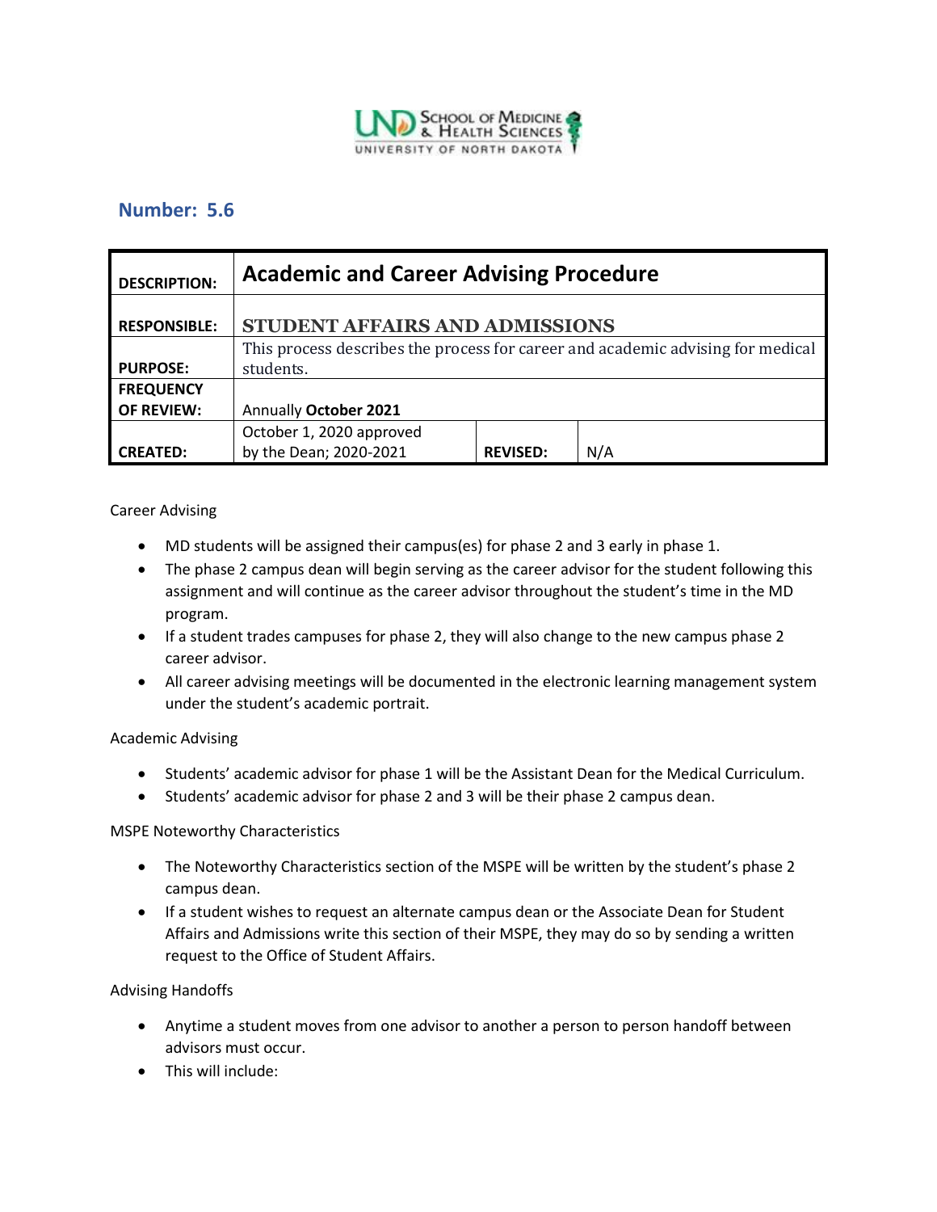**Number: 5.6**

| DESCRIPTION: | **Academic and Career Advising Procedure** | | |
|---|---|---|---|
| RESPONSIBLE: | STUDENT AFFAIRS AND ADMISSIONS | | |
| PURPOSE: | This process describes the process for career and academic advising for medical students. | | |
| FREQUENCY OF REVIEW: | Annually **October 2021** | | |
| CREATED: | October 1, 2020 approved by the Dean; 2020-2021 | REVISED: | N/A |

Career Advising

- MD students will be assigned their campus(es) for phase 2 and 3 early in phase 1.
- The phase 2 campus dean will begin serving as the career advisor for the student following this assignment and will continue as the career advisor throughout the student's time in the MD program.
- If a student trades campuses for phase 2, they will also change to the new campus phase 2 career advisor.
- All career advising meetings will be documented in the electronic learning management system under the student's academic portrait.

Academic Advising

- Students' academic advisor for phase 1 will be the Assistant Dean for the Medical Curriculum.
- Students' academic advisor for phase 2 and 3 will be their phase 2 campus dean.

MSPE Noteworthy Characteristics

- The Noteworthy Characteristics section of the MSPE will be written by the student's phase 2 campus dean.
- If a student wishes to request an alternate campus dean or the Associate Dean for Student Affairs and Admissions write this section of their MSPE, they may do so by sending a written request to the Office of Student Affairs.

Advising Handoffs

- Anytime a student moves from one advisor to another a person to person handoff between advisors must occur.
- This will include: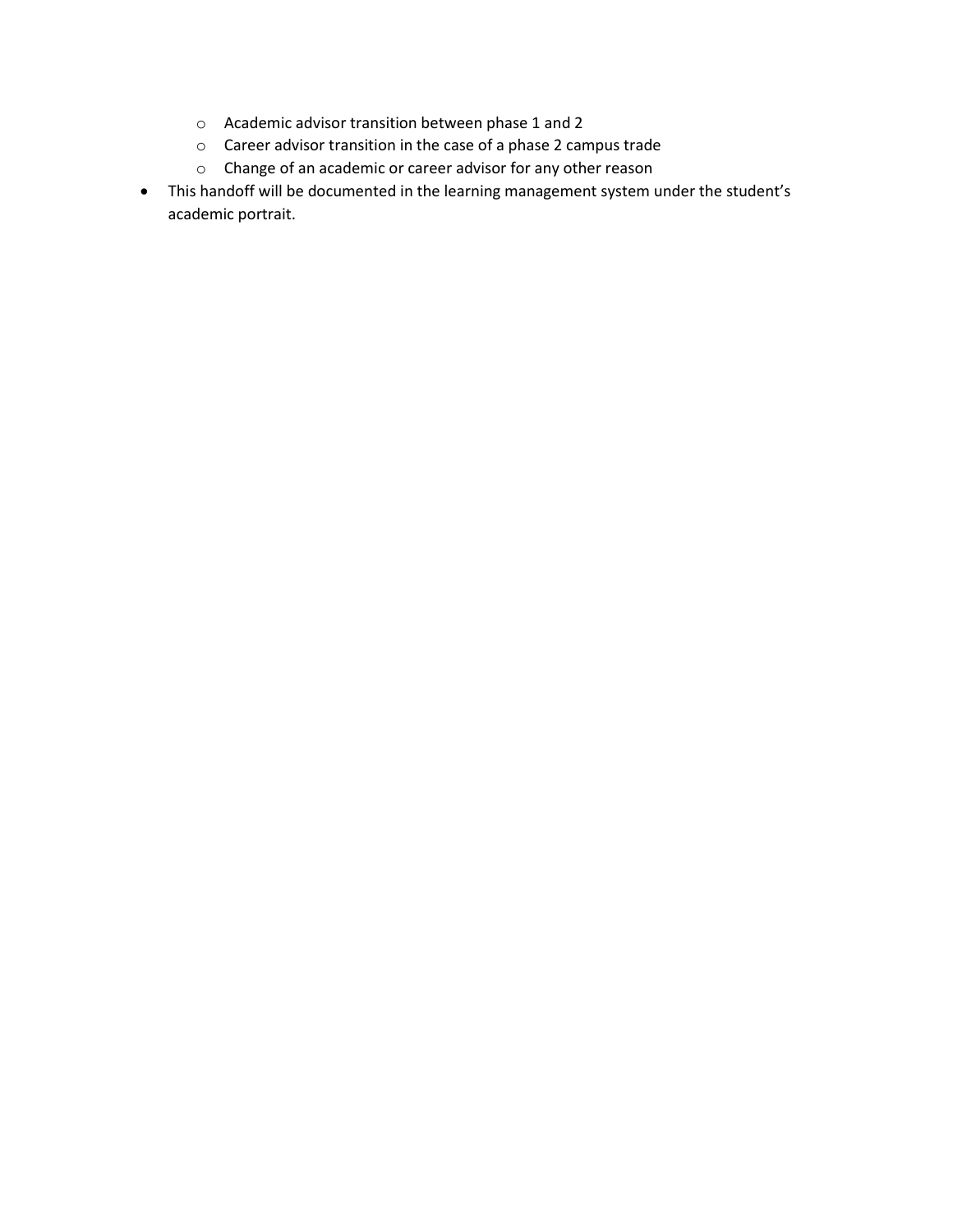- Academic advisor transition between phase 1 and 2
  - Career advisor transition in the case of a phase 2 campus trade
  - Change of an academic or career advisor for any other reason
- This handoff will be documented in the learning management system under the student's academic portrait.